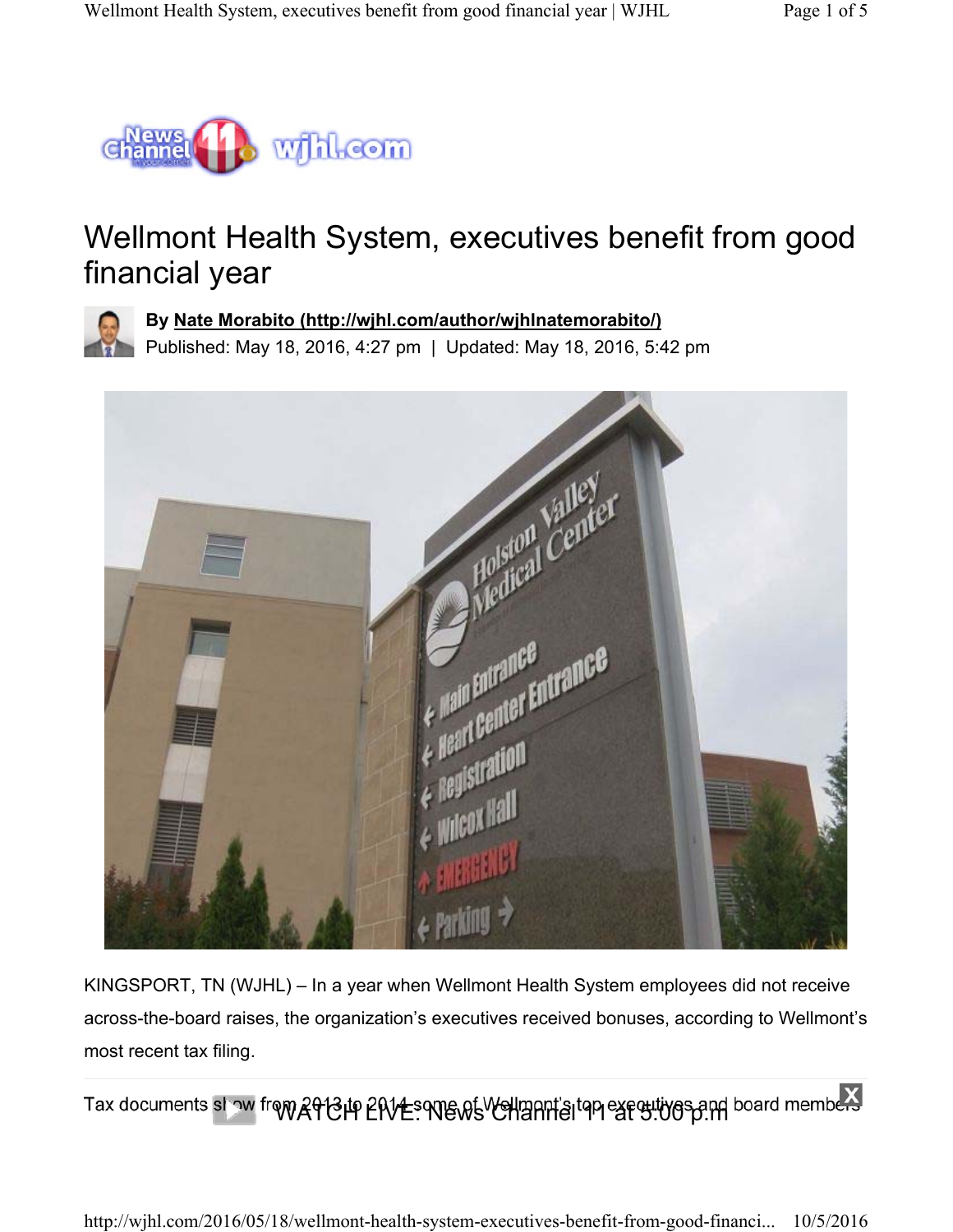# Wellmont Health System, executives benefit from good financial year

**By [Nate Morabito (http://wjhl.com/author/wjhlnatemorabito/)](http://wjhl.com/author/wjhlnatemorabito/)**
Published: May 18, 2016, 4:27 pm | Updated: May 18, 2016, 5:42 pm

KINGSPORT, TN (WJHL) – In a year when Wellmont Health System employees did not receive across-the-board raises, the organization's executives received bonuses, according to Wellmont's most recent tax filing.

Tax documents show from 2013 to 2014 some of Wellmont's top executives and board members

WATCH LIVE: News Channel 11 at 5:00 p.m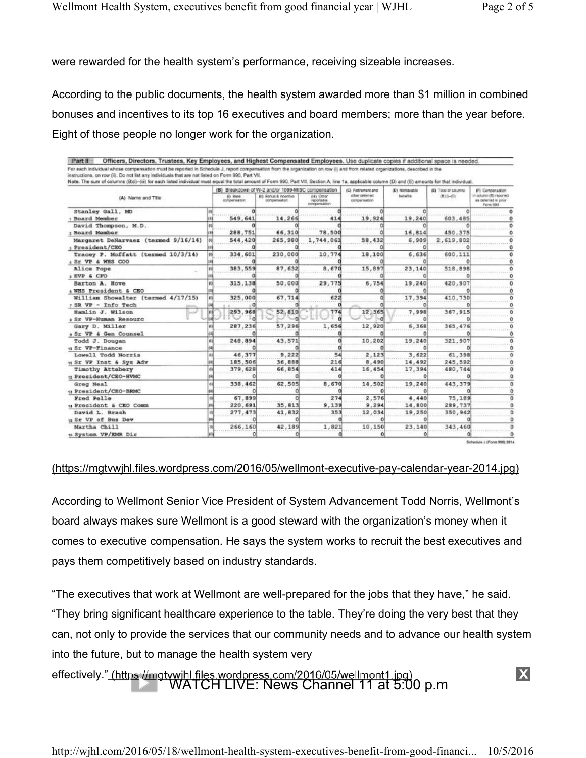were rewarded for the health system's performance, receiving sizeable increases.

According to the public documents, the health system awarded more than $1 million in combined bonuses and incentives to its top 16 executives and board members; more than the year before. Eight of those people no longer work for the organization.

**Part II** Officers, Directors, Trustees, Key Employees, and Highest Compensated Employees. Use duplicate copies if additional space is needed.

For each individual whose compensation must be reported in Schedule J, report compensation from the organization on row (i) and from related organizations, described in the instructions, on row (ii). Do not list any individuals that are not listed on Form 990, Part VII.

Note. The sum of columns (B)(i)–(iii) for each listed individual must equal the total amount of Form 990, Part VII, Section A, line 1a, applicable column (D) and (E) amounts for that individual.

| (A) Name and Title | | (B) Breakdown of W-2 and/or 1099-MISC compensation | | | (C) Retirement and other deferred compensation | (D) Nontaxable benefits | (E) Total of columns (B)(i)–(D) | (F) Compensation in column (B) reported as deferred in prior Form 990 |
|---|---|---|---|---|---|---|---|---|
| | | (i) Base compensation | (ii) Bonus & incentive compensation | (iii) Other reportable compensation | | | | |
| Stanley Gall, MD | (i) | 0 | 0 | 0 | 0 | 0 | 0 | 0 |
| 1 Board Member | (ii) | 549,641 | 14,266 | 414 | 19,924 | 19,240 | 603,485 | 0 |
| David Thompson, M.D. | (i) | 0 | 0 | 0 | 0 | 0 | 0 | 0 |
| 2 Board Member | (ii) | 288,751 | 66,310 | 78,500 | 0 | 16,814 | 450,375 | 0 |
| Margaret DeNarvaez (termed 9/16/14) | (i) | 544,420 | 265,980 | 1,744,061 | 58,432 | 6,909 | 2,619,802 | 0 |
| 3 President/CEO | (ii) | 0 | 0 | 0 | 0 | 0 | 0 | 0 |
| Tracey P. Moffatt (termed 10/3/14) | (i) | 334,601 | 230,000 | 10,774 | 18,100 | 6,636 | 600,111 | 0 |
| 4 Sr VP & WHS COO | (ii) | 0 | 0 | 0 | 0 | 0 | 0 | 0 |
| Alice Pope | (i) | 383,559 | 87,632 | 8,670 | 15,897 | 23,140 | 518,898 | 0 |
| 5 EVP & CFO | (ii) | 0 | 0 | 0 | 0 | 0 | 0 | 0 |
| Barton A. Hove | (i) | 315,138 | 50,000 | 29,775 | 6,754 | 19,240 | 420,907 | 0 |
| 6 WHS President & CEO | (ii) | 0 | 0 | 0 | 0 | 0 | 0 | 0 |
| William Showalter (termed 4/17/15) | (i) | 325,000 | 67,714 | 622 | 0 | 17,394 | 410,730 | 0 |
| 7 SR VP - Info Tech | (ii) | 0 | 0 | 0 | 0 | 0 | 0 | 0 |
| Hamlin J. Wilson | (i) | 293,968 | 52,810 | 774 | 12,365 | 7,998 | 367,915 | 0 |
| 8 Sr VP-Human Resourc | (ii) | 0 | 0 | 0 | 0 | 0 | 0 | 0 |
| Gary D. Miller | (i) | 287,236 | 57,296 | 1,656 | 12,920 | 6,368 | 365,476 | 0 |
| 9 Sr VP & Gen Counsel | (ii) | 0 | 0 | 0 | 0 | 0 | 0 | 0 |
| Todd J. Dougan | (i) | 248,894 | 43,571 | 0 | 10,202 | 19,240 | 321,907 | 0 |
| 10 Sr VP-Finance | (ii) | 0 | 0 | 0 | 0 | 0 | 0 | 0 |
| Lowell Todd Norris | (i) | 46,377 | 9,222 | 54 | 2,123 | 3,622 | 61,398 | 0 |
| 11 Sr VP Inst & Sys Adv | (ii) | 185,506 | 36,888 | 216 | 8,490 | 14,492 | 245,592 | 0 |
| Timothy Attebery | (i) | 379,628 | 66,854 | 414 | 16,454 | 17,394 | 480,744 | 0 |
| 12 President/CEO-HVMC | (ii) | 0 | 0 | 0 | 0 | 0 | 0 | 0 |
| Greg Neal | (i) | 338,462 | 62,505 | 8,670 | 14,502 | 19,240 | 443,379 | 0 |
| 13 President/CEO-BRMC | (ii) | 0 | 0 | 0 | 0 | 0 | 0 | 0 |
| Fred Pelle | (i) | 67,899 | 0 | 274 | 2,576 | 4,440 | 75,189 | 0 |
| 14 President & CEO Comm | (ii) | 220,691 | 35,813 | 9,139 | 9,294 | 14,800 | 289,737 | 0 |
| David L. Brash | (i) | 277,473 | 41,832 | 353 | 12,034 | 19,250 | 350,942 | 0 |
| 15 Sr VP of Bus Dev | (ii) | 0 | 0 | 0 | 0 | 0 | 0 | 0 |
| Martha Chill | (i) | 266,160 | 42,189 | 1,821 | 10,150 | 23,140 | 343,460 | 0 |
| 16 System VP/EMR Dir | (ii) | 0 | 0 | 0 | 0 | 0 | 0 | 0 |

Schedule J (Form 990) 2014

(https://mgtvwjhl.files.wordpress.com/2016/05/wellmont-executive-pay-calendar-year-2014.jpg)

According to Wellmont Senior Vice President of System Advancement Todd Norris, Wellmont's board always makes sure Wellmont is a good steward with the organization's money when it comes to executive compensation. He says the system works to recruit the best executives and pays them competitively based on industry standards.

"The executives that work at Wellmont are well-prepared for the jobs that they have," he said. "They bring significant healthcare experience to the table. They're doing the very best that they can, not only to provide the services that our community needs and to advance our health system into the future, but to manage the health system very effectively." (https://mgtvwjhl.files.wordpress.com/2016/05/wellmont1.jpg)

WATCH LIVE: News Channel 11 at 5:00 p.m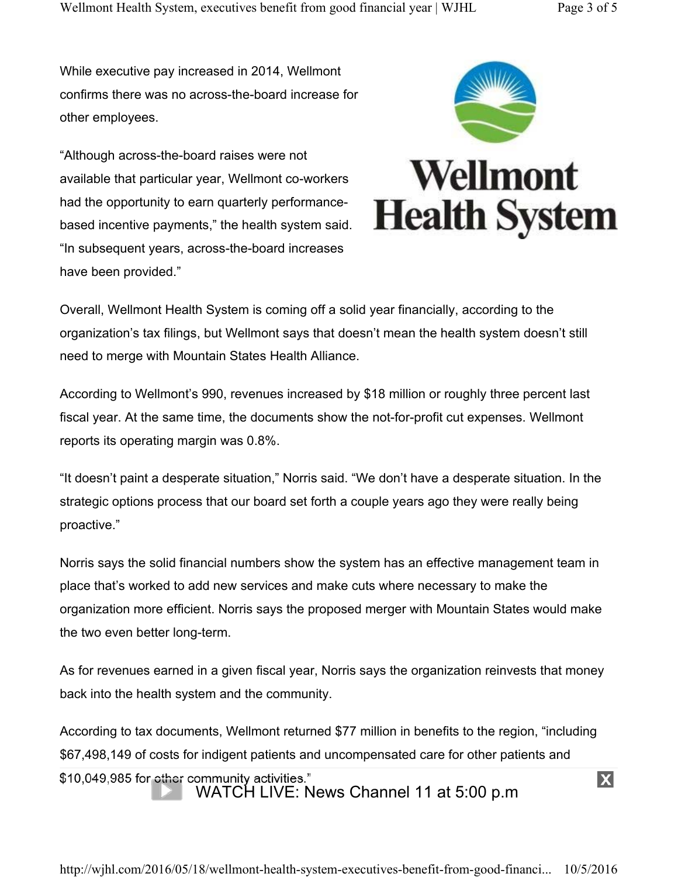While executive pay increased in 2014, Wellmont confirms there was no across-the-board increase for other employees.

"Although across-the-board raises were not available that particular year, Wellmont co-workers had the opportunity to earn quarterly performance-based incentive payments," the health system said. "In subsequent years, across-the-board increases have been provided."

Overall, Wellmont Health System is coming off a solid year financially, according to the organization's tax filings, but Wellmont says that doesn't mean the health system doesn't still need to merge with Mountain States Health Alliance.

According to Wellmont's 990, revenues increased by $18 million or roughly three percent last fiscal year. At the same time, the documents show the not-for-profit cut expenses. Wellmont reports its operating margin was 0.8%.

"It doesn't paint a desperate situation," Norris said. "We don't have a desperate situation. In the strategic options process that our board set forth a couple years ago they were really being proactive."

Norris says the solid financial numbers show the system has an effective management team in place that's worked to add new services and make cuts where necessary to make the organization more efficient. Norris says the proposed merger with Mountain States would make the two even better long-term.

As for revenues earned in a given fiscal year, Norris says the organization reinvests that money back into the health system and the community.

According to tax documents, Wellmont returned $77 million in benefits to the region, "including $67,498,149 of costs for indigent patients and uncompensated care for other patients and $10,049,985 for other community activities."

WATCH LIVE: News Channel 11 at 5:00 p.m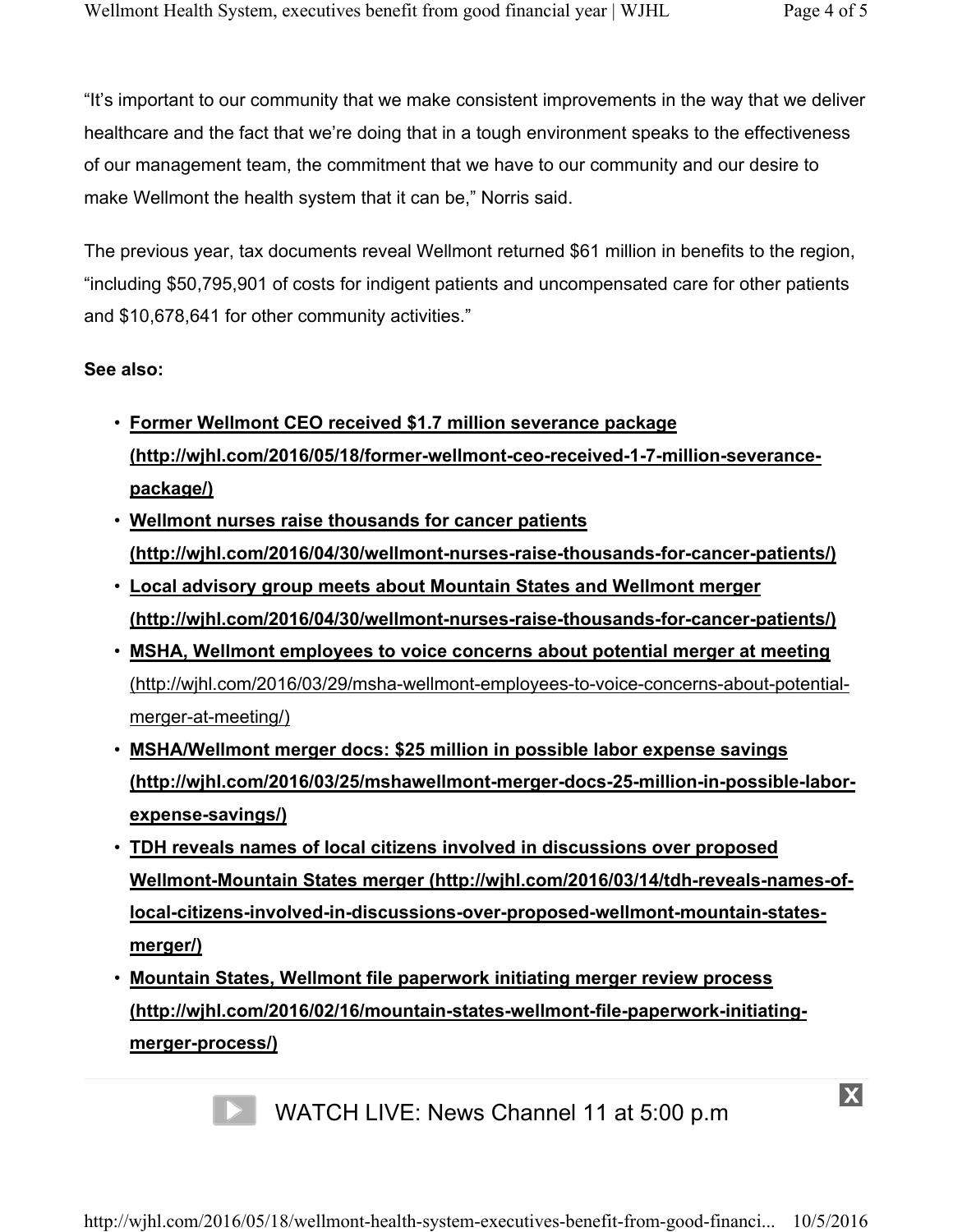"It's important to our community that we make consistent improvements in the way that we deliver healthcare and the fact that we're doing that in a tough environment speaks to the effectiveness of our management team, the commitment that we have to our community and our desire to make Wellmont the health system that it can be," Norris said.

The previous year, tax documents reveal Wellmont returned $61 million in benefits to the region, "including $50,795,901 of costs for indigent patients and uncompensated care for other patients and $10,678,641 for other community activities."

**See also:**

- **Former Wellmont CEO received $1.7 million severance package (http://wjhl.com/2016/05/18/former-wellmont-ceo-received-1-7-million-severance-package/)**
- **Wellmont nurses raise thousands for cancer patients (http://wjhl.com/2016/04/30/wellmont-nurses-raise-thousands-for-cancer-patients/)**
- **Local advisory group meets about Mountain States and Wellmont merger (http://wjhl.com/2016/04/30/wellmont-nurses-raise-thousands-for-cancer-patients/)**
- **MSHA, Wellmont employees to voice concerns about potential merger at meeting** (http://wjhl.com/2016/03/29/msha-wellmont-employees-to-voice-concerns-about-potential-merger-at-meeting/)
- **MSHA/Wellmont merger docs: $25 million in possible labor expense savings (http://wjhl.com/2016/03/25/mshawellmont-merger-docs-25-million-in-possible-labor-expense-savings/)**
- **TDH reveals names of local citizens involved in discussions over proposed Wellmont-Mountain States merger (http://wjhl.com/2016/03/14/tdh-reveals-names-of-local-citizens-involved-in-discussions-over-proposed-wellmont-mountain-states-merger/)**
- **Mountain States, Wellmont file paperwork initiating merger review process (http://wjhl.com/2016/02/16/mountain-states-wellmont-file-paperwork-initiating-merger-process/)**

WATCH LIVE: News Channel 11 at 5:00 p.m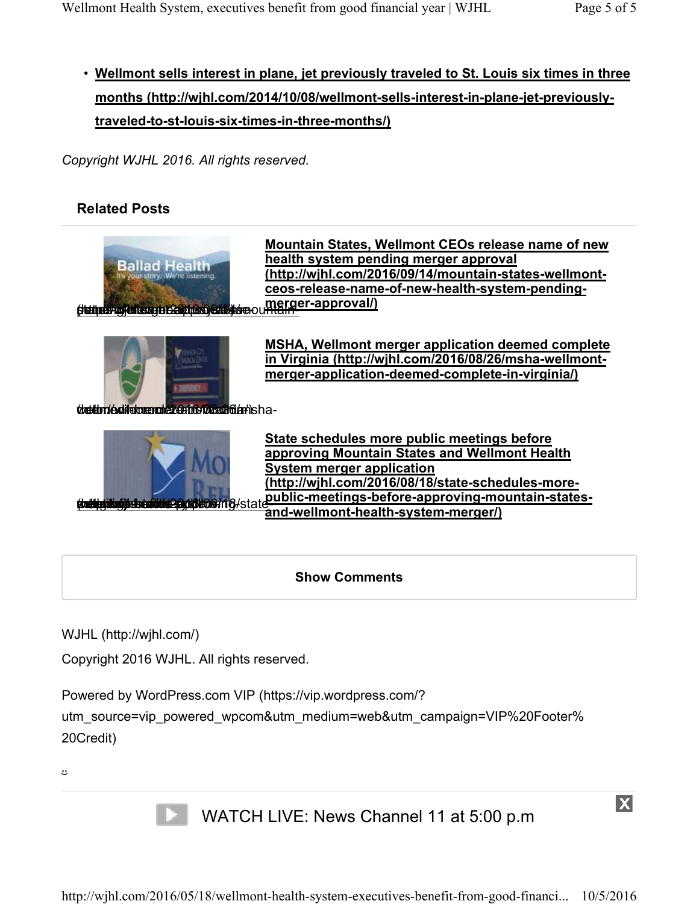- **Wellmont sells interest in plane, jet previously traveled to St. Louis six times in three months (http://wjhl.com/2014/10/08/wellmont-sells-interest-in-plane-jet-previously-traveled-to-st-louis-six-times-in-three-months/)**

*Copyright WJHL 2016. All rights reserved.*

## Related Posts

**Mountain States, Wellmont CEOs release name of new health system pending merger approval (http://wjhl.com/2016/09/14/mountain-states-wellmont-ceos-release-name-of-new-health-system-pending-merger-approval/)**

**MSHA, Wellmont merger application deemed complete in Virginia (http://wjhl.com/2016/08/26/msha-wellmont-merger-application-deemed-complete-in-virginia/)**

**State schedules more public meetings before approving Mountain States and Wellmont Health System merger application (http://wjhl.com/2016/08/18/state-schedules-more-public-meetings-before-approving-mountain-states-and-wellmont-health-system-merger/)**

Show Comments

WJHL (http://wjhl.com/)

Copyright 2016 WJHL. All rights reserved.

Powered by WordPress.com VIP (https://vip.wordpress.com/?utm_source=vip_powered_wpcom&utm_medium=web&utm_campaign=VIP%20Footer%20Credit)

WATCH LIVE: News Channel 11 at 5:00 p.m